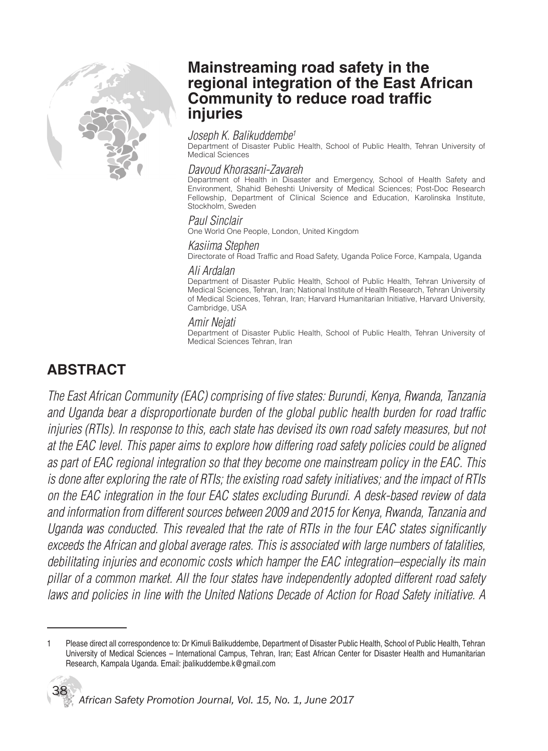# Mainstreaming road safety in the regional integration of the East African Community to reduce road traffic injuries

*Joseph K. Balikuddembe*[1]
Department of Disaster Public Health, School of Public Health, Tehran University of Medical Sciences

*Davoud Khorasani-Zavareh*
Department of Health in Disaster and Emergency, School of Health Safety and Environment, Shahid Beheshti University of Medical Sciences; Post-Doc Research Fellowship, Department of Clinical Science and Education, Karolinska Institute, Stockholm, Sweden

*Paul Sinclair*
One World One People, London, United Kingdom

*Kasiima Stephen*
Directorate of Road Traffic and Road Safety, Uganda Police Force, Kampala, Uganda

*Ali Ardalan*
Department of Disaster Public Health, School of Public Health, Tehran University of Medical Sciences, Tehran, Iran; National Institute of Health Research, Tehran University of Medical Sciences, Tehran, Iran; Harvard Humanitarian Initiative, Harvard University, Cambridge, USA

*Amir Nejati*
Department of Disaster Public Health, School of Public Health, Tehran University of Medical Sciences Tehran, Iran

## ABSTRACT

*The East African Community (EAC) comprising of five states: Burundi, Kenya, Rwanda, Tanzania and Uganda bear a disproportionate burden of the global public health burden for road traffic injuries (RTIs). In response to this, each state has devised its own road safety measures, but not at the EAC level. This paper aims to explore how differing road safety policies could be aligned as part of EAC regional integration so that they become one mainstream policy in the EAC. This is done after exploring the rate of RTIs; the existing road safety initiatives; and the impact of RTIs on the EAC integration in the four EAC states excluding Burundi. A desk-based review of data and information from different sources between 2009 and 2015 for Kenya, Rwanda, Tanzania and Uganda was conducted. This revealed that the rate of RTIs in the four EAC states significantly exceeds the African and global average rates. This is associated with large numbers of fatalities, debilitating injuries and economic costs which hamper the EAC integration–especially its main pillar of a common market. All the four states have independently adopted different road safety laws and policies in line with the United Nations Decade of Action for Road Safety initiative. A*

---

1 Please direct all correspondence to: Dr Kimuli Balikuddembe, Department of Disaster Public Health, School of Public Health, Tehran University of Medical Sciences – International Campus, Tehran, Iran; East African Center for Disaster Health and Humanitarian Research, Kampala Uganda. Email: jbalikuddembe.k@gmail.com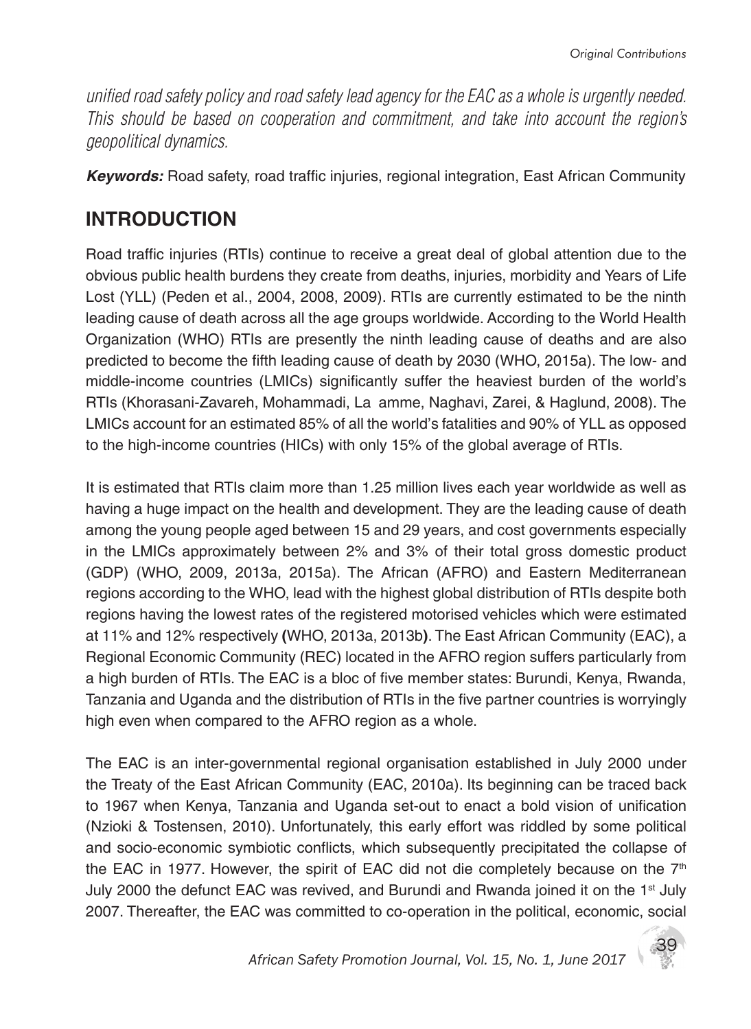*unified road safety policy and road safety lead agency for the EAC as a whole is urgently needed. This should be based on cooperation and commitment, and take into account the region's geopolitical dynamics.*

***Keywords:*** Road safety, road traffic injuries, regional integration, East African Community

## INTRODUCTION

Road traffic injuries (RTIs) continue to receive a great deal of global attention due to the obvious public health burdens they create from deaths, injuries, morbidity and Years of Life Lost (YLL) (Peden et al., 2004, 2008, 2009). RTIs are currently estimated to be the ninth leading cause of death across all the age groups worldwide. According to the World Health Organization (WHO) RTIs are presently the ninth leading cause of deaths and are also predicted to become the fifth leading cause of death by 2030 (WHO, 2015a). The low- and middle-income countries (LMICs) significantly suffer the heaviest burden of the world's RTIs (Khorasani-Zavareh, Mohammadi, La amme, Naghavi, Zarei, & Haglund, 2008). The LMICs account for an estimated 85% of all the world's fatalities and 90% of YLL as opposed to the high-income countries (HICs) with only 15% of the global average of RTIs.

It is estimated that RTIs claim more than 1.25 million lives each year worldwide as well as having a huge impact on the health and development. They are the leading cause of death among the young people aged between 15 and 29 years, and cost governments especially in the LMICs approximately between 2% and 3% of their total gross domestic product (GDP) (WHO, 2009, 2013a, 2015a). The African (AFRO) and Eastern Mediterranean regions according to the WHO, lead with the highest global distribution of RTIs despite both regions having the lowest rates of the registered motorised vehicles which were estimated at 11% and 12% respectively **(**WHO, 2013a, 2013b**)**. The East African Community (EAC), a Regional Economic Community (REC) located in the AFRO region suffers particularly from a high burden of RTIs. The EAC is a bloc of five member states: Burundi, Kenya, Rwanda, Tanzania and Uganda and the distribution of RTIs in the five partner countries is worryingly high even when compared to the AFRO region as a whole.

The EAC is an inter-governmental regional organisation established in July 2000 under the Treaty of the East African Community (EAC, 2010a). Its beginning can be traced back to 1967 when Kenya, Tanzania and Uganda set-out to enact a bold vision of unification (Nzioki & Tostensen, 2010). Unfortunately, this early effort was riddled by some political and socio-economic symbiotic conflicts, which subsequently precipitated the collapse of the EAC in 1977. However, the spirit of EAC did not die completely because on the 7th July 2000 the defunct EAC was revived, and Burundi and Rwanda joined it on the 1st July 2007. Thereafter, the EAC was committed to co-operation in the political, economic, social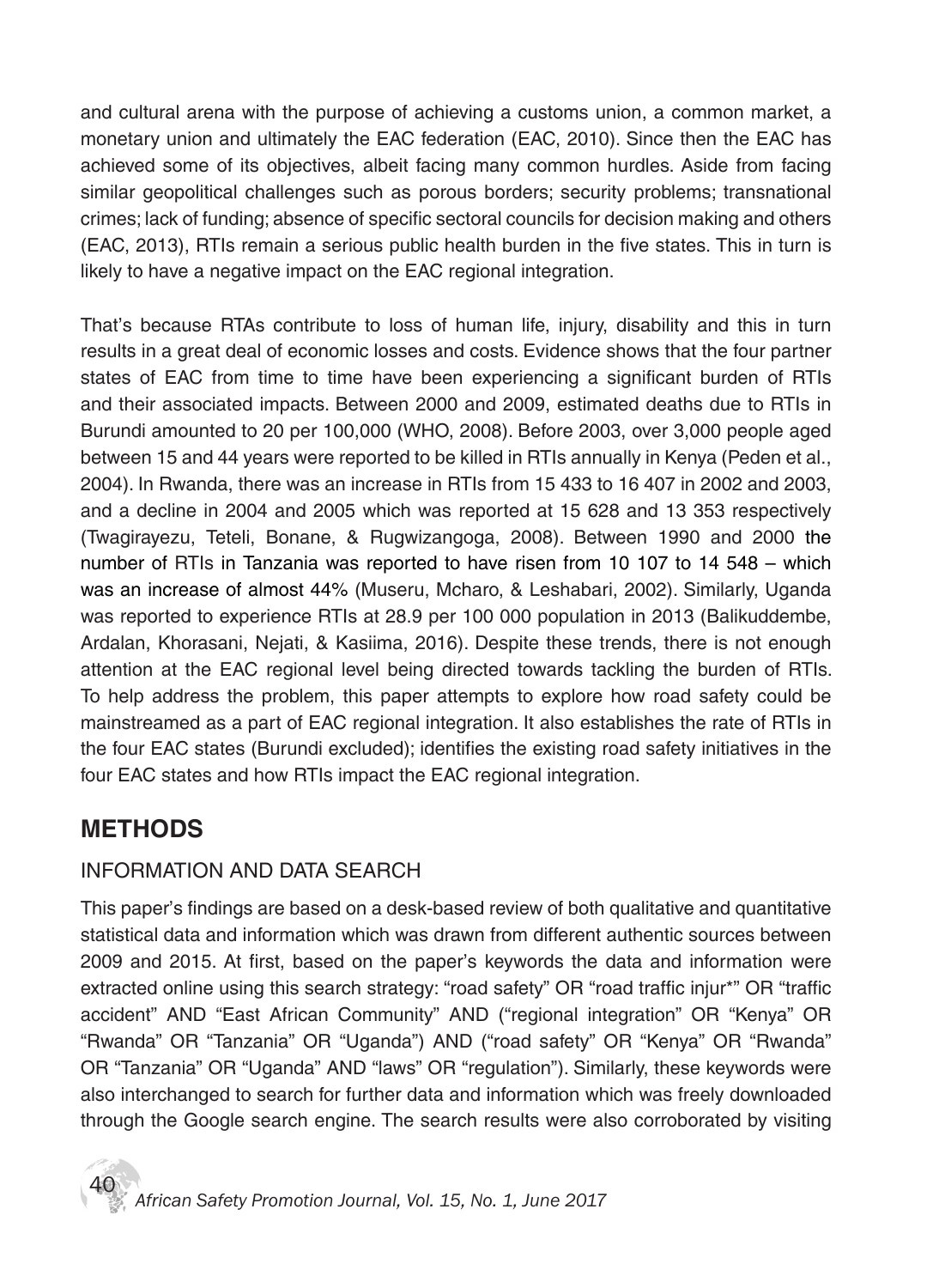and cultural arena with the purpose of achieving a customs union, a common market, a monetary union and ultimately the EAC federation (EAC, 2010). Since then the EAC has achieved some of its objectives, albeit facing many common hurdles. Aside from facing similar geopolitical challenges such as porous borders; security problems; transnational crimes; lack of funding; absence of specific sectoral councils for decision making and others (EAC, 2013), RTIs remain a serious public health burden in the five states. This in turn is likely to have a negative impact on the EAC regional integration.

That's because RTAs contribute to loss of human life, injury, disability and this in turn results in a great deal of economic losses and costs. Evidence shows that the four partner states of EAC from time to time have been experiencing a significant burden of RTIs and their associated impacts. Between 2000 and 2009, estimated deaths due to RTIs in Burundi amounted to 20 per 100,000 (WHO, 2008). Before 2003, over 3,000 people aged between 15 and 44 years were reported to be killed in RTIs annually in Kenya (Peden et al., 2004). In Rwanda, there was an increase in RTIs from 15 433 to 16 407 in 2002 and 2003, and a decline in 2004 and 2005 which was reported at 15 628 and 13 353 respectively (Twagirayezu, Teteli, Bonane, & Rugwizangoga, 2008). Between 1990 and 2000 the number of RTIs in Tanzania was reported to have risen from 10 107 to 14 548 – which was an increase of almost 44% (Museru, Mcharo, & Leshabari, 2002). Similarly, Uganda was reported to experience RTIs at 28.9 per 100 000 population in 2013 (Balikuddembe, Ardalan, Khorasani, Nejati, & Kasiima, 2016). Despite these trends, there is not enough attention at the EAC regional level being directed towards tackling the burden of RTIs. To help address the problem, this paper attempts to explore how road safety could be mainstreamed as a part of EAC regional integration. It also establishes the rate of RTIs in the four EAC states (Burundi excluded); identifies the existing road safety initiatives in the four EAC states and how RTIs impact the EAC regional integration.

## METHODS

### INFORMATION AND DATA SEARCH

This paper's findings are based on a desk-based review of both qualitative and quantitative statistical data and information which was drawn from different authentic sources between 2009 and 2015. At first, based on the paper's keywords the data and information were extracted online using this search strategy: "road safety" OR "road traffic injur*" OR "traffic accident" AND "East African Community" AND ("regional integration" OR "Kenya" OR "Rwanda" OR "Tanzania" OR "Uganda") AND ("road safety" OR "Kenya" OR "Rwanda" OR "Tanzania" OR "Uganda" AND "laws" OR "regulation"). Similarly, these keywords were also interchanged to search for further data and information which was freely downloaded through the Google search engine. The search results were also corroborated by visiting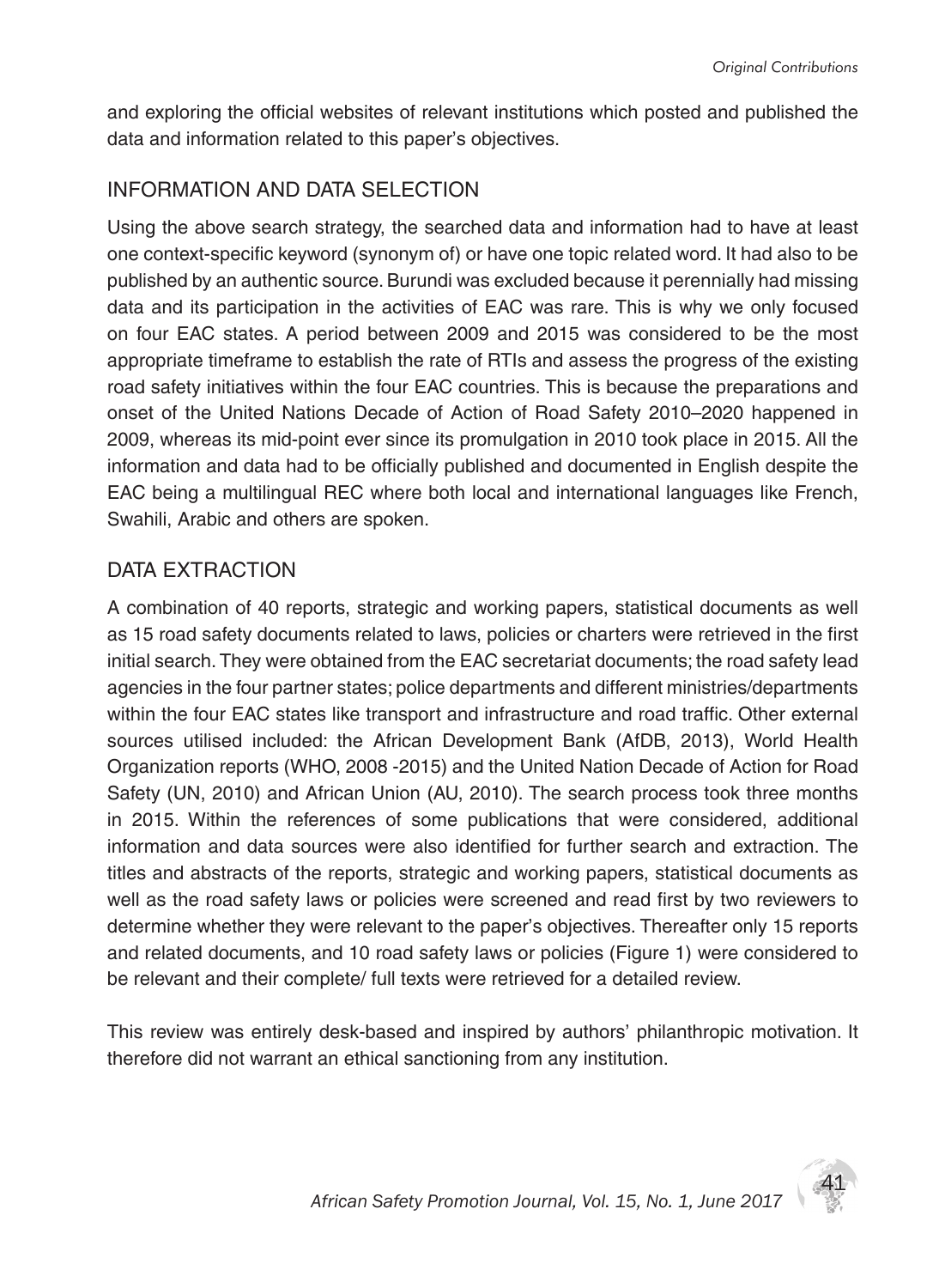and exploring the official websites of relevant institutions which posted and published the data and information related to this paper's objectives.

## INFORMATION AND DATA SELECTION

Using the above search strategy, the searched data and information had to have at least one context-specific keyword (synonym of) or have one topic related word. It had also to be published by an authentic source. Burundi was excluded because it perennially had missing data and its participation in the activities of EAC was rare. This is why we only focused on four EAC states. A period between 2009 and 2015 was considered to be the most appropriate timeframe to establish the rate of RTIs and assess the progress of the existing road safety initiatives within the four EAC countries. This is because the preparations and onset of the United Nations Decade of Action of Road Safety 2010–2020 happened in 2009, whereas its mid-point ever since its promulgation in 2010 took place in 2015. All the information and data had to be officially published and documented in English despite the EAC being a multilingual REC where both local and international languages like French, Swahili, Arabic and others are spoken.

## DATA EXTRACTION

A combination of 40 reports, strategic and working papers, statistical documents as well as 15 road safety documents related to laws, policies or charters were retrieved in the first initial search. They were obtained from the EAC secretariat documents; the road safety lead agencies in the four partner states; police departments and different ministries/departments within the four EAC states like transport and infrastructure and road traffic. Other external sources utilised included: the African Development Bank (AfDB, 2013), World Health Organization reports (WHO, 2008 -2015) and the United Nation Decade of Action for Road Safety (UN, 2010) and African Union (AU, 2010). The search process took three months in 2015. Within the references of some publications that were considered, additional information and data sources were also identified for further search and extraction. The titles and abstracts of the reports, strategic and working papers, statistical documents as well as the road safety laws or policies were screened and read first by two reviewers to determine whether they were relevant to the paper's objectives. Thereafter only 15 reports and related documents, and 10 road safety laws or policies (Figure 1) were considered to be relevant and their complete/ full texts were retrieved for a detailed review.

This review was entirely desk-based and inspired by authors' philanthropic motivation. It therefore did not warrant an ethical sanctioning from any institution.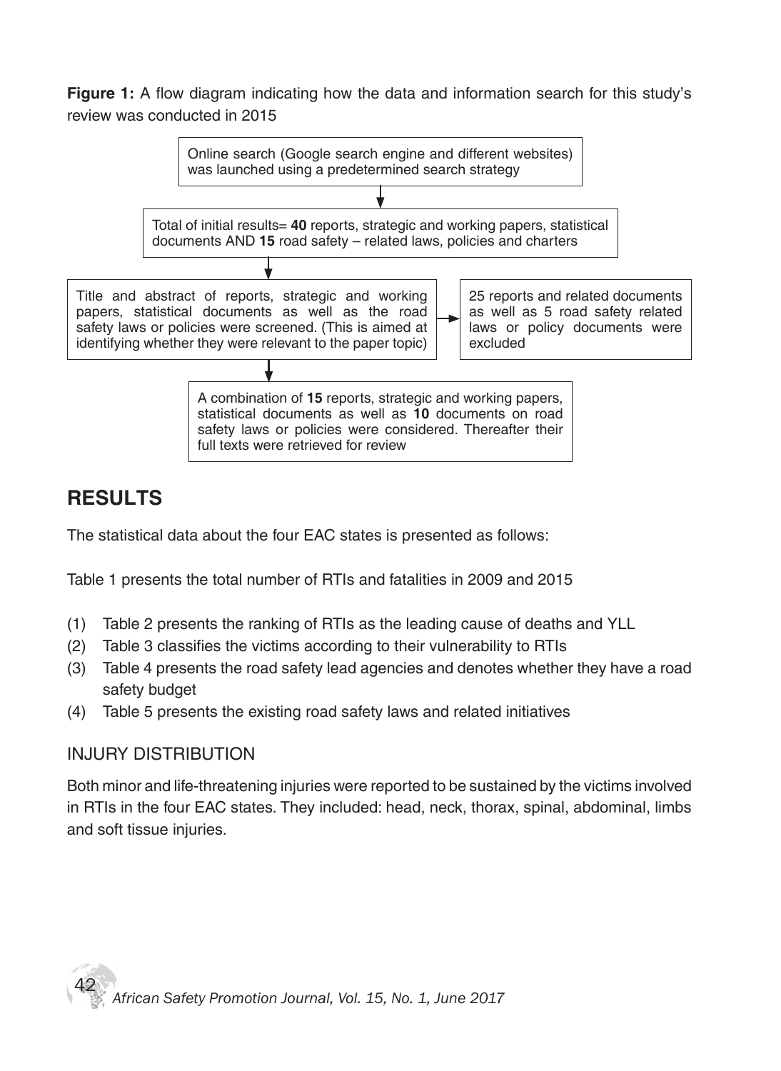**Figure 1:** A flow diagram indicating how the data and information search for this study's review was conducted in 2015

Online search (Google search engine and different websites) was launched using a predetermined search strategy

↓

Total of initial results= **40** reports, strategic and working papers, statistical documents AND **15** road safety – related laws, policies and charters

↓

Title and abstract of reports, strategic and working papers, statistical documents as well as the road safety laws or policies were screened. (This is aimed at identifying whether they were relevant to the paper topic)

→ 25 reports and related documents as well as 5 road safety related laws or policy documents were excluded

↓

A combination of **15** reports, strategic and working papers, statistical documents as well as **10** documents on road safety laws or policies were considered. Thereafter their full texts were retrieved for review

## RESULTS

The statistical data about the four EAC states is presented as follows:

Table 1 presents the total number of RTIs and fatalities in 2009 and 2015

(1) Table 2 presents the ranking of RTIs as the leading cause of deaths and YLL
(2) Table 3 classifies the victims according to their vulnerability to RTIs
(3) Table 4 presents the road safety lead agencies and denotes whether they have a road safety budget
(4) Table 5 presents the existing road safety laws and related initiatives

### INJURY DISTRIBUTION

Both minor and life-threatening injuries were reported to be sustained by the victims involved in RTIs in the four EAC states. They included: head, neck, thorax, spinal, abdominal, limbs and soft tissue injuries.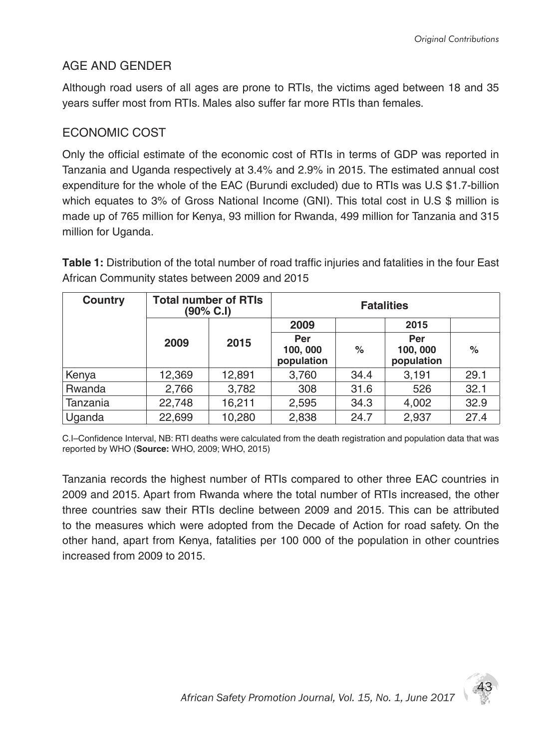## AGE AND GENDER

Although road users of all ages are prone to RTIs, the victims aged between 18 and 35 years suffer most from RTIs. Males also suffer far more RTIs than females.

## ECONOMIC COST

Only the official estimate of the economic cost of RTIs in terms of GDP was reported in Tanzania and Uganda respectively at 3.4% and 2.9% in 2015. The estimated annual cost expenditure for the whole of the EAC (Burundi excluded) due to RTIs was U.S $1.7-billion which equates to 3% of Gross National Income (GNI). This total cost in U.S $ million is made up of 765 million for Kenya, 93 million for Rwanda, 499 million for Tanzania and 315 million for Uganda.

**Table 1:** Distribution of the total number of road traffic injuries and fatalities in the four East African Community states between 2009 and 2015

| Country | Total number of RTIs (90% C.I) | | Fatalities | | | |
|---|---|---|---|---|---|---|
| | | | 2009 | | 2015 | |
| | 2009 | 2015 | Per 100, 000 population | % | Per 100, 000 population | % |
| Kenya | 12,369 | 12,891 | 3,760 | 34.4 | 3,191 | 29.1 |
| Rwanda | 2,766 | 3,782 | 308 | 31.6 | 526 | 32.1 |
| Tanzania | 22,748 | 16,211 | 2,595 | 34.3 | 4,002 | 32.9 |
| Uganda | 22,699 | 10,280 | 2,838 | 24.7 | 2,937 | 27.4 |

C.I–Confidence Interval, NB: RTI deaths were calculated from the death registration and population data that was reported by WHO (**Source:** WHO, 2009; WHO, 2015)

Tanzania records the highest number of RTIs compared to other three EAC countries in 2009 and 2015. Apart from Rwanda where the total number of RTIs increased, the other three countries saw their RTIs decline between 2009 and 2015. This can be attributed to the measures which were adopted from the Decade of Action for road safety. On the other hand, apart from Kenya, fatalities per 100 000 of the population in other countries increased from 2009 to 2015.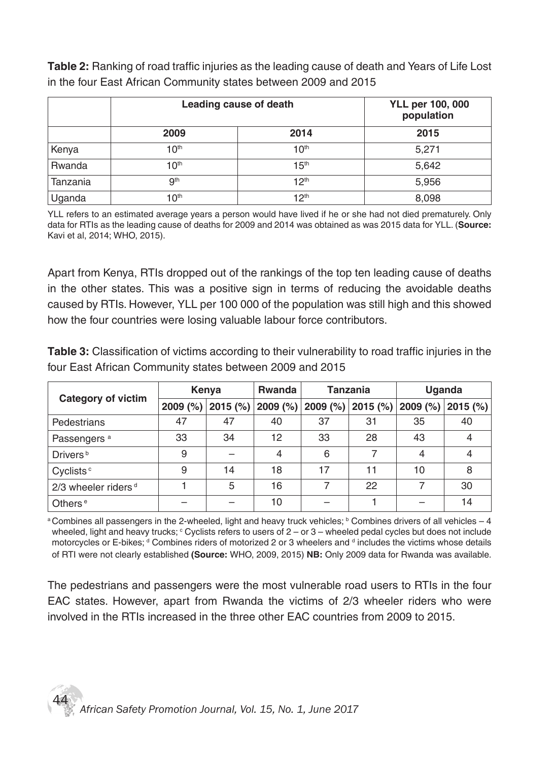**Table 2:** Ranking of road traffic injuries as the leading cause of death and Years of Life Lost in the four East African Community states between 2009 and 2015

| | Leading cause of death | | YLL per 100, 000 population |
|---|---|---|---|
| | 2009 | 2014 | 2015 |
| Kenya | 10th | 10th | 5,271 |
| Rwanda | 10th | 15th | 5,642 |
| Tanzania | 9th | 12th | 5,956 |
| Uganda | 10th | 12th | 8,098 |

YLL refers to an estimated average years a person would have lived if he or she had not died prematurely. Only data for RTIs as the leading cause of deaths for 2009 and 2014 was obtained as was 2015 data for YLL. (**Source:** Kavi et al, 2014; WHO, 2015).

Apart from Kenya, RTIs dropped out of the rankings of the top ten leading cause of deaths in the other states. This was a positive sign in terms of reducing the avoidable deaths caused by RTIs. However, YLL per 100 000 of the population was still high and this showed how the four countries were losing valuable labour force contributors.

**Table 3:** Classification of victims according to their vulnerability to road traffic injuries in the four East African Community states between 2009 and 2015

| Category of victim | Kenya | | Rwanda | Tanzania | | Uganda | |
|---|---|---|---|---|---|---|---|
| | 2009 (%) | 2015 (%) | 2009 (%) | 2009 (%) | 2015 (%) | 2009 (%) | 2015 (%) |
| Pedestrians | 47 | 47 | 40 | 37 | 31 | 35 | 40 |
| Passengers [a] | 33 | 34 | 12 | 33 | 28 | 43 | 4 |
| Drivers [b] | 9 | – | 4 | 6 | 7 | 4 | 4 |
| Cyclists [c] | 9 | 14 | 18 | 17 | 11 | 10 | 8 |
| 2/3 wheeler riders [d] | 1 | 5 | 16 | 7 | 22 | 7 | 30 |
| Others [e] | – | – | 10 | – | 1 | – | 14 |

[a] Combines all passengers in the 2-wheeled, light and heavy truck vehicles; [b] Combines drivers of all vehicles – 4 wheeled, light and heavy trucks; [c] Cyclists refers to users of 2 – or 3 – wheeled pedal cycles but does not include motorcycles or E-bikes; [d] Combines riders of motorized 2 or 3 wheelers and [d] includes the victims whose details of RTI were not clearly established **(Source:** WHO, 2009, 2015) **NB:** Only 2009 data for Rwanda was available.

The pedestrians and passengers were the most vulnerable road users to RTIs in the four EAC states. However, apart from Rwanda the victims of 2/3 wheeler riders who were involved in the RTIs increased in the three other EAC countries from 2009 to 2015.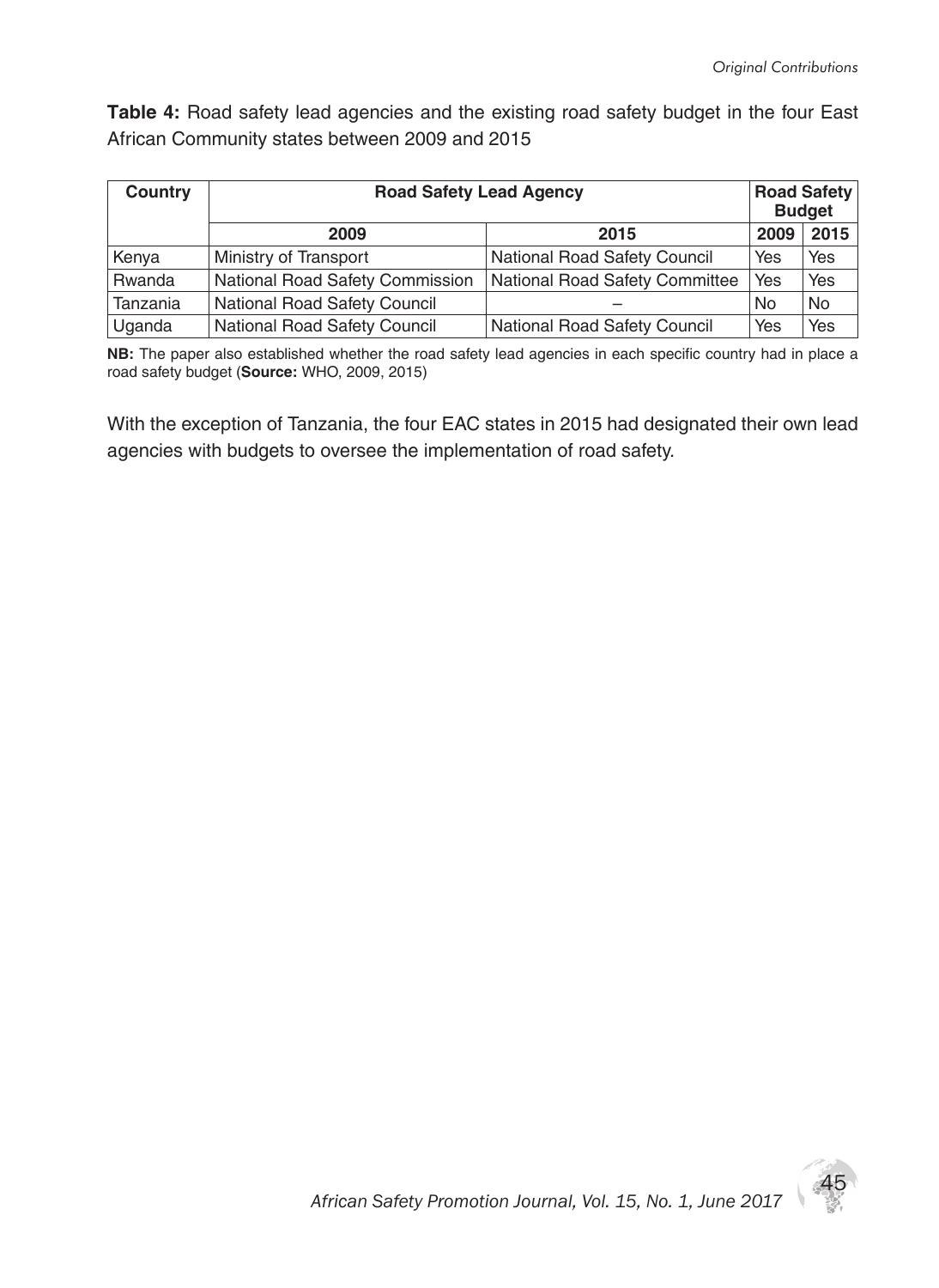**Table 4:** Road safety lead agencies and the existing road safety budget in the four East African Community states between 2009 and 2015

| Country | Road Safety Lead Agency | | Road Safety Budget | |
|---|---|---|---|---|
| | 2009 | 2015 | 2009 | 2015 |
| Kenya | Ministry of Transport | National Road Safety Council | Yes | Yes |
| Rwanda | National Road Safety Commission | National Road Safety Committee | Yes | Yes |
| Tanzania | National Road Safety Council | – | No | No |
| Uganda | National Road Safety Council | National Road Safety Council | Yes | Yes |

**NB:** The paper also established whether the road safety lead agencies in each specific country had in place a road safety budget (**Source:** WHO, 2009, 2015)

With the exception of Tanzania, the four EAC states in 2015 had designated their own lead agencies with budgets to oversee the implementation of road safety.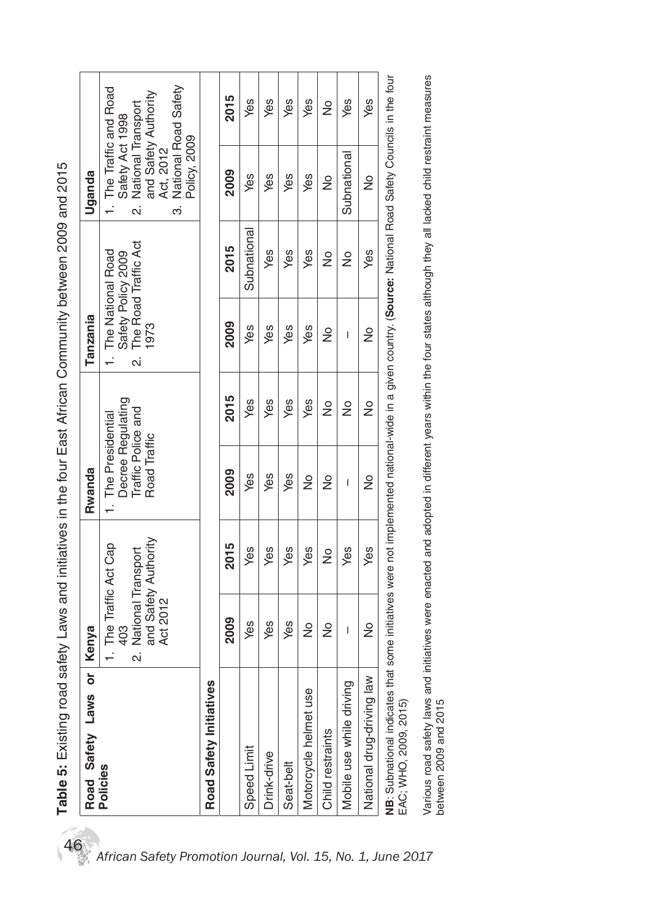**Table 5:** Existing road safety Laws and initiatives in the four East African Community between 2009 and 2015

| Road Safety Laws or Policies | Kenya | | Rwanda | | Tanzania | | Uganda | |
|---|---|---|---|---|---|---|---|---|
| | 1. The Traffic Act Cap 403<br>2. National Transport and Safety Authority Act 2012 | | 1. The Presidential Decree Regulating Traffic Police and Road Traffic | | 1. The National Road Safety Policy 2009<br>2. The Road Traffic Act 1973 | | 1. The Traffic and Road Safety Act 1998<br>2. National Transport and Safety Authority Act, 2012<br>3. National Road Safety Policy, 2009 | |
| **Road Safety Initiatives** | | | | | | | | |
| | **2009** | **2015** | **2009** | **2015** | **2009** | **2015** | **2009** | **2015** |
| Speed Limit | Yes | Yes | Yes | Yes | Yes | Subnational | Yes | Yes |
| Drink-drive | Yes | Yes | Yes | Yes | Yes | Yes | Yes | Yes |
| Seat-belt | Yes | Yes | Yes | Yes | Yes | Yes | Yes | Yes |
| Motorcycle helmet use | No | Yes | No | Yes | Yes | Yes | Yes | Yes |
| Child restraints | No | No | No | No | No | No | No | No |
| Mobile use while driving | – | Yes | – | No | – | No | Subnational | Yes |
| National drug-driving law | No | Yes | No | No | No | Yes | No | Yes |

**NB**: Subnational indicates that some initiatives were not implemented national-wide in a given country. (**Source**: National Road Safety Councils in the four EAC; WHO, 2009, 2015)

Various road safety laws and initiatives were enacted and adopted in different years within the four states although they all lacked child restraint measures between 2009 and 2015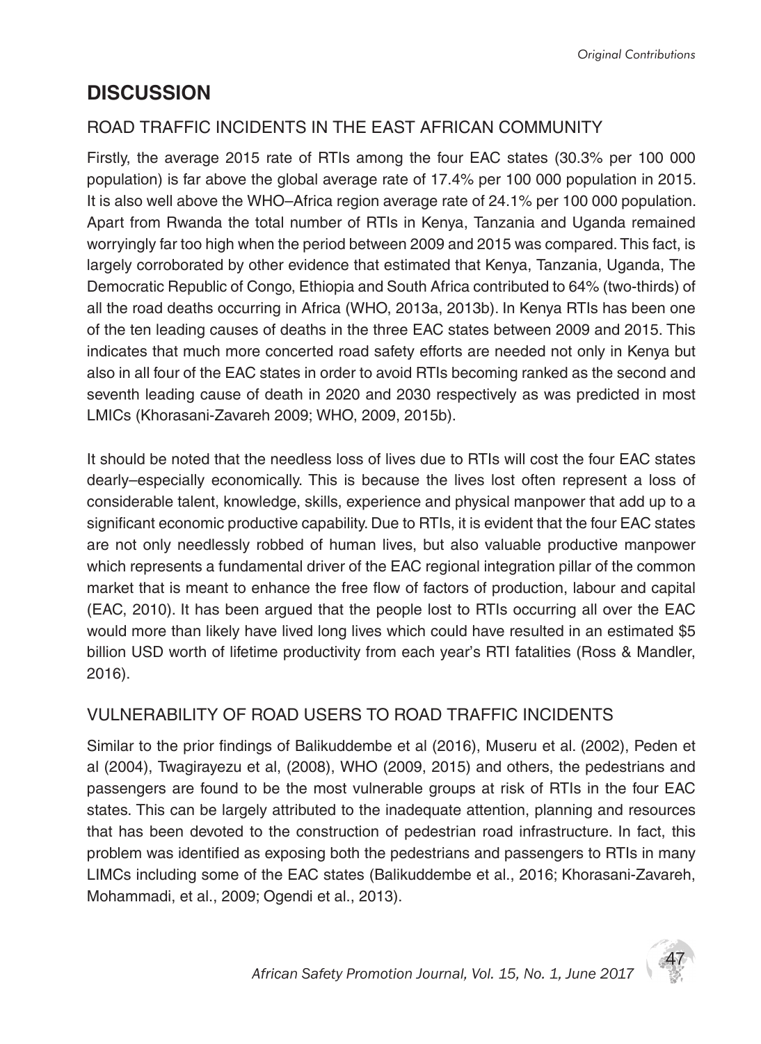## DISCUSSION

### ROAD TRAFFIC INCIDENTS IN THE EAST AFRICAN COMMUNITY

Firstly, the average 2015 rate of RTIs among the four EAC states (30.3% per 100 000 population) is far above the global average rate of 17.4% per 100 000 population in 2015. It is also well above the WHO–Africa region average rate of 24.1% per 100 000 population. Apart from Rwanda the total number of RTIs in Kenya, Tanzania and Uganda remained worryingly far too high when the period between 2009 and 2015 was compared. This fact, is largely corroborated by other evidence that estimated that Kenya, Tanzania, Uganda, The Democratic Republic of Congo, Ethiopia and South Africa contributed to 64% (two-thirds) of all the road deaths occurring in Africa (WHO, 2013a, 2013b). In Kenya RTIs has been one of the ten leading causes of deaths in the three EAC states between 2009 and 2015. This indicates that much more concerted road safety efforts are needed not only in Kenya but also in all four of the EAC states in order to avoid RTIs becoming ranked as the second and seventh leading cause of death in 2020 and 2030 respectively as was predicted in most LMICs (Khorasani-Zavareh 2009; WHO, 2009, 2015b).

It should be noted that the needless loss of lives due to RTIs will cost the four EAC states dearly–especially economically. This is because the lives lost often represent a loss of considerable talent, knowledge, skills, experience and physical manpower that add up to a significant economic productive capability. Due to RTIs, it is evident that the four EAC states are not only needlessly robbed of human lives, but also valuable productive manpower which represents a fundamental driver of the EAC regional integration pillar of the common market that is meant to enhance the free flow of factors of production, labour and capital (EAC, 2010). It has been argued that the people lost to RTIs occurring all over the EAC would more than likely have lived long lives which could have resulted in an estimated $5 billion USD worth of lifetime productivity from each year's RTI fatalities (Ross & Mandler, 2016).

### VULNERABILITY OF ROAD USERS TO ROAD TRAFFIC INCIDENTS

Similar to the prior findings of Balikuddembe et al (2016), Museru et al. (2002), Peden et al (2004), Twagirayezu et al, (2008), WHO (2009, 2015) and others, the pedestrians and passengers are found to be the most vulnerable groups at risk of RTIs in the four EAC states. This can be largely attributed to the inadequate attention, planning and resources that has been devoted to the construction of pedestrian road infrastructure. In fact, this problem was identified as exposing both the pedestrians and passengers to RTIs in many LIMCs including some of the EAC states (Balikuddembe et al., 2016; Khorasani-Zavareh, Mohammadi, et al., 2009; Ogendi et al., 2013).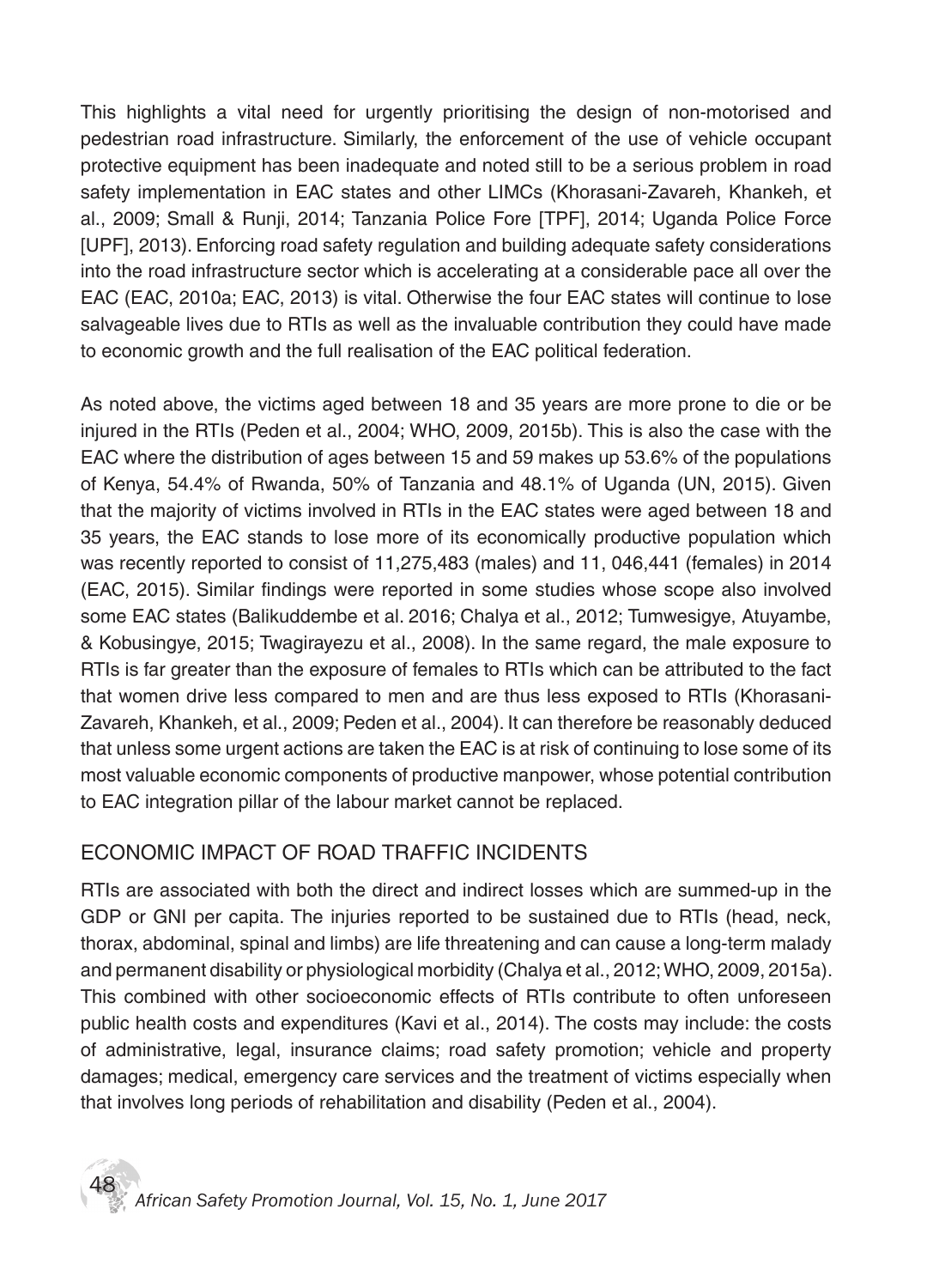This highlights a vital need for urgently prioritising the design of non-motorised and pedestrian road infrastructure. Similarly, the enforcement of the use of vehicle occupant protective equipment has been inadequate and noted still to be a serious problem in road safety implementation in EAC states and other LIMCs (Khorasani-Zavareh, Khankeh, et al., 2009; Small & Runji, 2014; Tanzania Police Fore [TPF], 2014; Uganda Police Force [UPF], 2013). Enforcing road safety regulation and building adequate safety considerations into the road infrastructure sector which is accelerating at a considerable pace all over the EAC (EAC, 2010a; EAC, 2013) is vital. Otherwise the four EAC states will continue to lose salvageable lives due to RTIs as well as the invaluable contribution they could have made to economic growth and the full realisation of the EAC political federation.

As noted above, the victims aged between 18 and 35 years are more prone to die or be injured in the RTIs (Peden et al., 2004; WHO, 2009, 2015b). This is also the case with the EAC where the distribution of ages between 15 and 59 makes up 53.6% of the populations of Kenya, 54.4% of Rwanda, 50% of Tanzania and 48.1% of Uganda (UN, 2015). Given that the majority of victims involved in RTIs in the EAC states were aged between 18 and 35 years, the EAC stands to lose more of its economically productive population which was recently reported to consist of 11,275,483 (males) and 11, 046,441 (females) in 2014 (EAC, 2015). Similar findings were reported in some studies whose scope also involved some EAC states (Balikuddembe et al. 2016; Chalya et al., 2012; Tumwesigye, Atuyambe, & Kobusingye, 2015; Twagirayezu et al., 2008). In the same regard, the male exposure to RTIs is far greater than the exposure of females to RTIs which can be attributed to the fact that women drive less compared to men and are thus less exposed to RTIs (Khorasani-Zavareh, Khankeh, et al., 2009; Peden et al., 2004). It can therefore be reasonably deduced that unless some urgent actions are taken the EAC is at risk of continuing to lose some of its most valuable economic components of productive manpower, whose potential contribution to EAC integration pillar of the labour market cannot be replaced.

## ECONOMIC IMPACT OF ROAD TRAFFIC INCIDENTS

RTIs are associated with both the direct and indirect losses which are summed-up in the GDP or GNI per capita. The injuries reported to be sustained due to RTIs (head, neck, thorax, abdominal, spinal and limbs) are life threatening and can cause a long-term malady and permanent disability or physiological morbidity (Chalya et al., 2012; WHO, 2009, 2015a). This combined with other socioeconomic effects of RTIs contribute to often unforeseen public health costs and expenditures (Kavi et al., 2014). The costs may include: the costs of administrative, legal, insurance claims; road safety promotion; vehicle and property damages; medical, emergency care services and the treatment of victims especially when that involves long periods of rehabilitation and disability (Peden et al., 2004).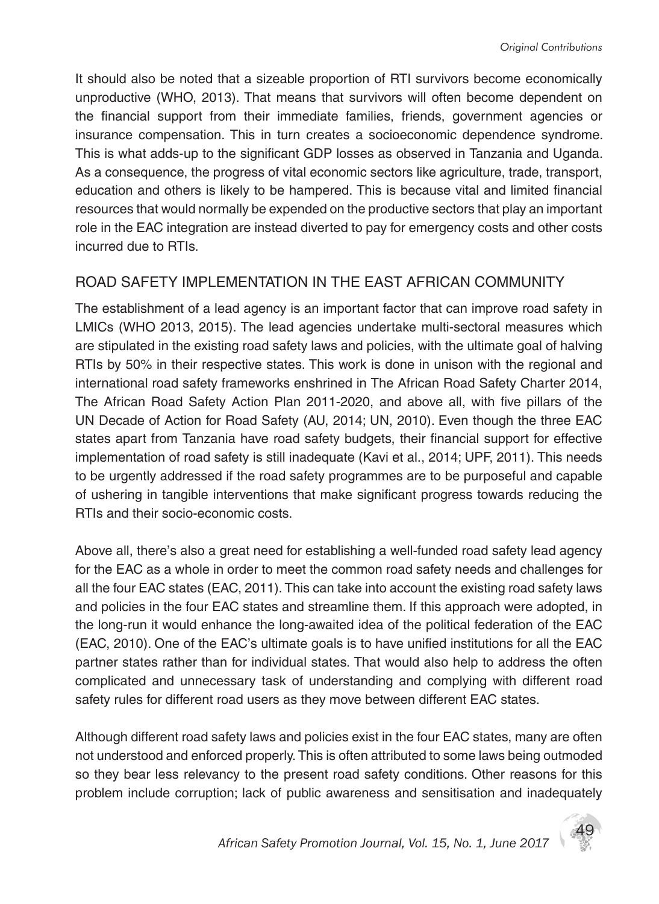It should also be noted that a sizeable proportion of RTI survivors become economically unproductive (WHO, 2013). That means that survivors will often become dependent on the financial support from their immediate families, friends, government agencies or insurance compensation. This in turn creates a socioeconomic dependence syndrome. This is what adds-up to the significant GDP losses as observed in Tanzania and Uganda. As a consequence, the progress of vital economic sectors like agriculture, trade, transport, education and others is likely to be hampered. This is because vital and limited financial resources that would normally be expended on the productive sectors that play an important role in the EAC integration are instead diverted to pay for emergency costs and other costs incurred due to RTIs.

## ROAD SAFETY IMPLEMENTATION IN THE EAST AFRICAN COMMUNITY

The establishment of a lead agency is an important factor that can improve road safety in LMICs (WHO 2013, 2015). The lead agencies undertake multi-sectoral measures which are stipulated in the existing road safety laws and policies, with the ultimate goal of halving RTIs by 50% in their respective states. This work is done in unison with the regional and international road safety frameworks enshrined in The African Road Safety Charter 2014, The African Road Safety Action Plan 2011-2020, and above all, with five pillars of the UN Decade of Action for Road Safety (AU, 2014; UN, 2010). Even though the three EAC states apart from Tanzania have road safety budgets, their financial support for effective implementation of road safety is still inadequate (Kavi et al., 2014; UPF, 2011). This needs to be urgently addressed if the road safety programmes are to be purposeful and capable of ushering in tangible interventions that make significant progress towards reducing the RTIs and their socio-economic costs.

Above all, there's also a great need for establishing a well-funded road safety lead agency for the EAC as a whole in order to meet the common road safety needs and challenges for all the four EAC states (EAC, 2011). This can take into account the existing road safety laws and policies in the four EAC states and streamline them. If this approach were adopted, in the long-run it would enhance the long-awaited idea of the political federation of the EAC (EAC, 2010). One of the EAC's ultimate goals is to have unified institutions for all the EAC partner states rather than for individual states. That would also help to address the often complicated and unnecessary task of understanding and complying with different road safety rules for different road users as they move between different EAC states.

Although different road safety laws and policies exist in the four EAC states, many are often not understood and enforced properly. This is often attributed to some laws being outmoded so they bear less relevancy to the present road safety conditions. Other reasons for this problem include corruption; lack of public awareness and sensitisation and inadequately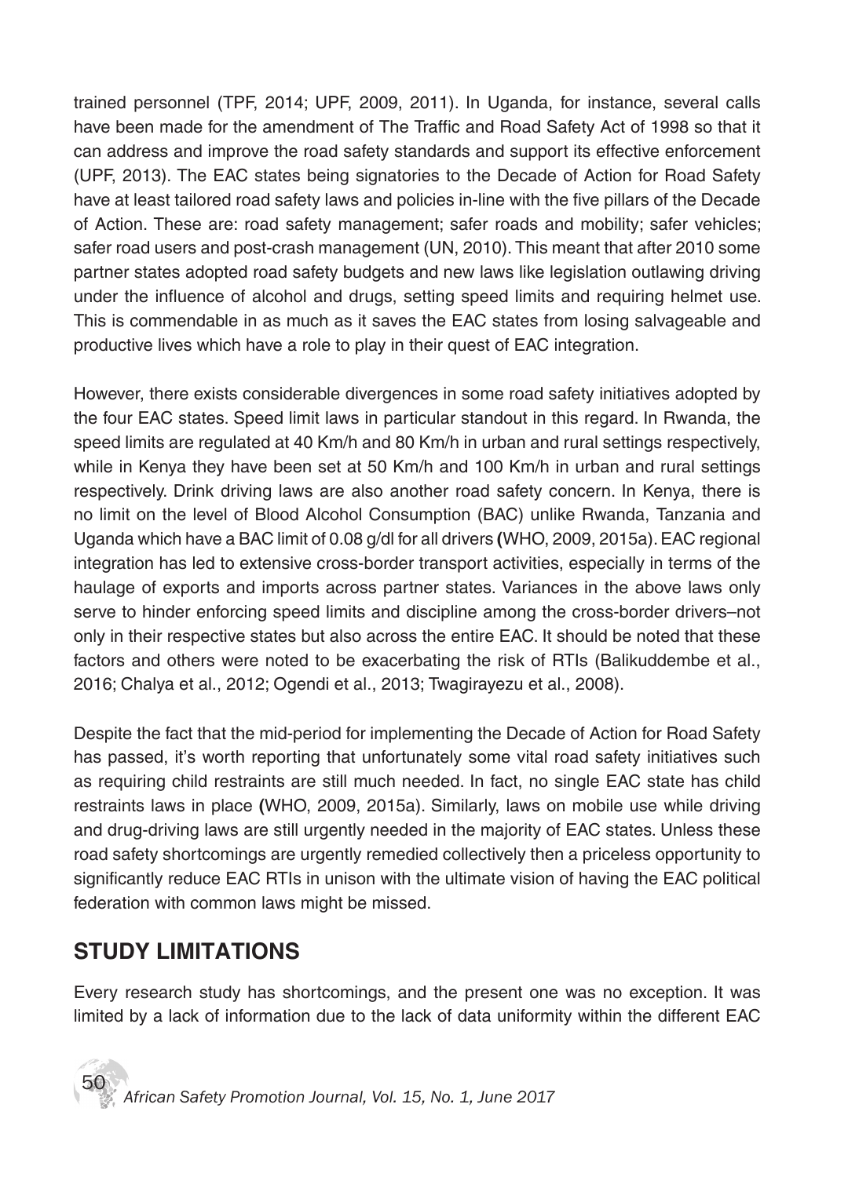trained personnel (TPF, 2014; UPF, 2009, 2011). In Uganda, for instance, several calls have been made for the amendment of The Traffic and Road Safety Act of 1998 so that it can address and improve the road safety standards and support its effective enforcement (UPF, 2013). The EAC states being signatories to the Decade of Action for Road Safety have at least tailored road safety laws and policies in-line with the five pillars of the Decade of Action. These are: road safety management; safer roads and mobility; safer vehicles; safer road users and post-crash management (UN, 2010). This meant that after 2010 some partner states adopted road safety budgets and new laws like legislation outlawing driving under the influence of alcohol and drugs, setting speed limits and requiring helmet use. This is commendable in as much as it saves the EAC states from losing salvageable and productive lives which have a role to play in their quest of EAC integration.

However, there exists considerable divergences in some road safety initiatives adopted by the four EAC states. Speed limit laws in particular standout in this regard. In Rwanda, the speed limits are regulated at 40 Km/h and 80 Km/h in urban and rural settings respectively, while in Kenya they have been set at 50 Km/h and 100 Km/h in urban and rural settings respectively. Drink driving laws are also another road safety concern. In Kenya, there is no limit on the level of Blood Alcohol Consumption (BAC) unlike Rwanda, Tanzania and Uganda which have a BAC limit of 0.08 g/dl for all drivers **(**WHO, 2009, 2015a). EAC regional integration has led to extensive cross-border transport activities, especially in terms of the haulage of exports and imports across partner states. Variances in the above laws only serve to hinder enforcing speed limits and discipline among the cross-border drivers–not only in their respective states but also across the entire EAC. It should be noted that these factors and others were noted to be exacerbating the risk of RTIs (Balikuddembe et al., 2016; Chalya et al., 2012; Ogendi et al., 2013; Twagirayezu et al., 2008).

Despite the fact that the mid-period for implementing the Decade of Action for Road Safety has passed, it's worth reporting that unfortunately some vital road safety initiatives such as requiring child restraints are still much needed. In fact, no single EAC state has child restraints laws in place **(**WHO, 2009, 2015a). Similarly, laws on mobile use while driving and drug-driving laws are still urgently needed in the majority of EAC states. Unless these road safety shortcomings are urgently remedied collectively then a priceless opportunity to significantly reduce EAC RTIs in unison with the ultimate vision of having the EAC political federation with common laws might be missed.

## STUDY LIMITATIONS

Every research study has shortcomings, and the present one was no exception. It was limited by a lack of information due to the lack of data uniformity within the different EAC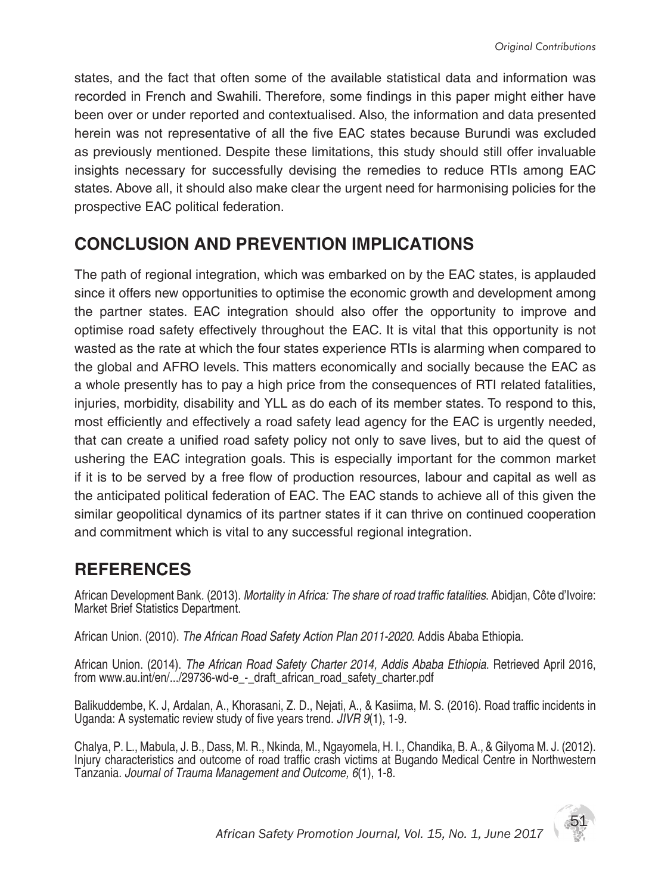states, and the fact that often some of the available statistical data and information was recorded in French and Swahili. Therefore, some findings in this paper might either have been over or under reported and contextualised. Also, the information and data presented herein was not representative of all the five EAC states because Burundi was excluded as previously mentioned. Despite these limitations, this study should still offer invaluable insights necessary for successfully devising the remedies to reduce RTIs among EAC states. Above all, it should also make clear the urgent need for harmonising policies for the prospective EAC political federation.

## CONCLUSION AND PREVENTION IMPLICATIONS

The path of regional integration, which was embarked on by the EAC states, is applauded since it offers new opportunities to optimise the economic growth and development among the partner states. EAC integration should also offer the opportunity to improve and optimise road safety effectively throughout the EAC. It is vital that this opportunity is not wasted as the rate at which the four states experience RTIs is alarming when compared to the global and AFRO levels. This matters economically and socially because the EAC as a whole presently has to pay a high price from the consequences of RTI related fatalities, injuries, morbidity, disability and YLL as do each of its member states. To respond to this, most efficiently and effectively a road safety lead agency for the EAC is urgently needed, that can create a unified road safety policy not only to save lives, but to aid the quest of ushering the EAC integration goals. This is especially important for the common market if it is to be served by a free flow of production resources, labour and capital as well as the anticipated political federation of EAC. The EAC stands to achieve all of this given the similar geopolitical dynamics of its partner states if it can thrive on continued cooperation and commitment which is vital to any successful regional integration.

## REFERENCES

African Development Bank. (2013). *Mortality in Africa: The share of road traffic fatalities*. Abidjan, Côte d'Ivoire: Market Brief Statistics Department.

African Union. (2010). *The African Road Safety Action Plan 2011-2020*. Addis Ababa Ethiopia.

African Union. (2014). *The African Road Safety Charter 2014, Addis Ababa Ethiopia*. Retrieved April 2016, from www.au.int/en/.../29736-wd-e_-_draft_african_road_safety_charter.pdf

Balikuddembe, K. J, Ardalan, A., Khorasani, Z. D., Nejati, A., & Kasiima, M. S. (2016). Road traffic incidents in Uganda: A systematic review study of five years trend. *JIVR 9*(1), 1-9.

Chalya, P. L., Mabula, J. B., Dass, M. R., Nkinda, M., Ngayomela, H. I., Chandika, B. A., & Gilyoma M. J. (2012). Injury characteristics and outcome of road traffic crash victims at Bugando Medical Centre in Northwestern Tanzania. *Journal of Trauma Management and Outcome, 6*(1), 1-8.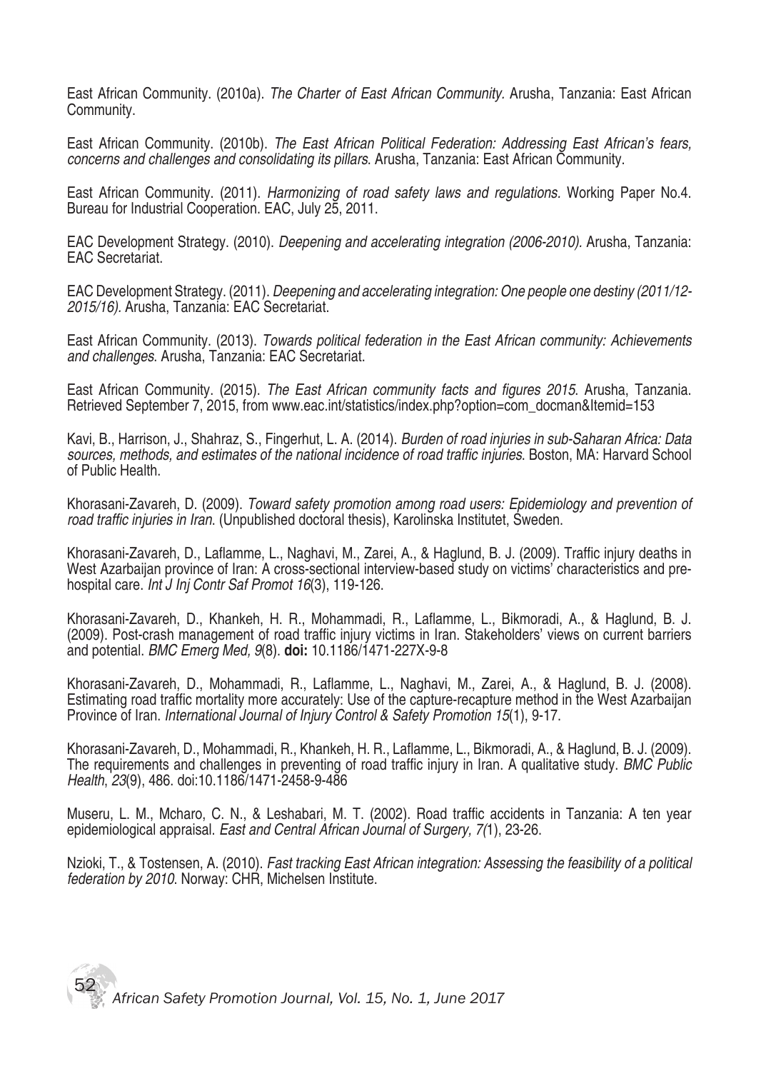East African Community. (2010a). *The Charter of East African Community.* Arusha, Tanzania: East African Community.

East African Community. (2010b). *The East African Political Federation: Addressing East African's fears, concerns and challenges and consolidating its pillars.* Arusha, Tanzania: East African Community.

East African Community. (2011). *Harmonizing of road safety laws and regulations.* Working Paper No.4. Bureau for Industrial Cooperation. EAC, July 25, 2011.

EAC Development Strategy. (2010). *Deepening and accelerating integration (2006-2010).* Arusha, Tanzania: EAC Secretariat.

EAC Development Strategy. (2011). *Deepening and accelerating integration: One people one destiny (2011/12-2015/16).* Arusha, Tanzania: EAC Secretariat.

East African Community. (2013). *Towards political federation in the East African community: Achievements and challenges.* Arusha, Tanzania: EAC Secretariat.

East African Community. (2015). *The East African community facts and figures 2015.* Arusha, Tanzania. Retrieved September 7, 2015, from www.eac.int/statistics/index.php?option=com_docman&Itemid=153

Kavi, B., Harrison, J., Shahraz, S., Fingerhut, L. A. (2014). *Burden of road injuries in sub-Saharan Africa: Data sources, methods, and estimates of the national incidence of road traffic injuries.* Boston, MA: Harvard School of Public Health.

Khorasani-Zavareh, D. (2009). *Toward safety promotion among road users: Epidemiology and prevention of road traffic injuries in Iran.* (Unpublished doctoral thesis), Karolinska Institutet, Sweden.

Khorasani-Zavareh, D., Laflamme, L., Naghavi, M., Zarei, A., & Haglund, B. J. (2009). Traffic injury deaths in West Azarbaijan province of Iran: A cross-sectional interview-based study on victims' characteristics and pre-hospital care. *Int J Inj Contr Saf Promot 16*(3), 119-126.

Khorasani-Zavareh, D., Khankeh, H. R., Mohammadi, R., Laflamme, L., Bikmoradi, A., & Haglund, B. J. (2009). Post-crash management of road traffic injury victims in Iran. Stakeholders' views on current barriers and potential. *BMC Emerg Med, 9*(8). **doi:** 10.1186/1471-227X-9-8

Khorasani-Zavareh, D., Mohammadi, R., Laflamme, L., Naghavi, M., Zarei, A., & Haglund, B. J. (2008). Estimating road traffic mortality more accurately: Use of the capture-recapture method in the West Azarbaijan Province of Iran. *International Journal of Injury Control & Safety Promotion 15*(1), 9-17.

Khorasani-Zavareh, D., Mohammadi, R., Khankeh, H. R., Laflamme, L., Bikmoradi, A., & Haglund, B. J. (2009). The requirements and challenges in preventing of road traffic injury in Iran. A qualitative study. *BMC Public Health*, *23*(9), 486. doi:10.1186/1471-2458-9-486

Museru, L. M., Mcharo, C. N., & Leshabari, M. T. (2002). Road traffic accidents in Tanzania: A ten year epidemiological appraisal. *East and Central African Journal of Surgery, 7(*1), 23-26.

Nzioki, T., & Tostensen, A. (2010). *Fast tracking East African integration: Assessing the feasibility of a political federation by 2010.* Norway: CHR, Michelsen Institute.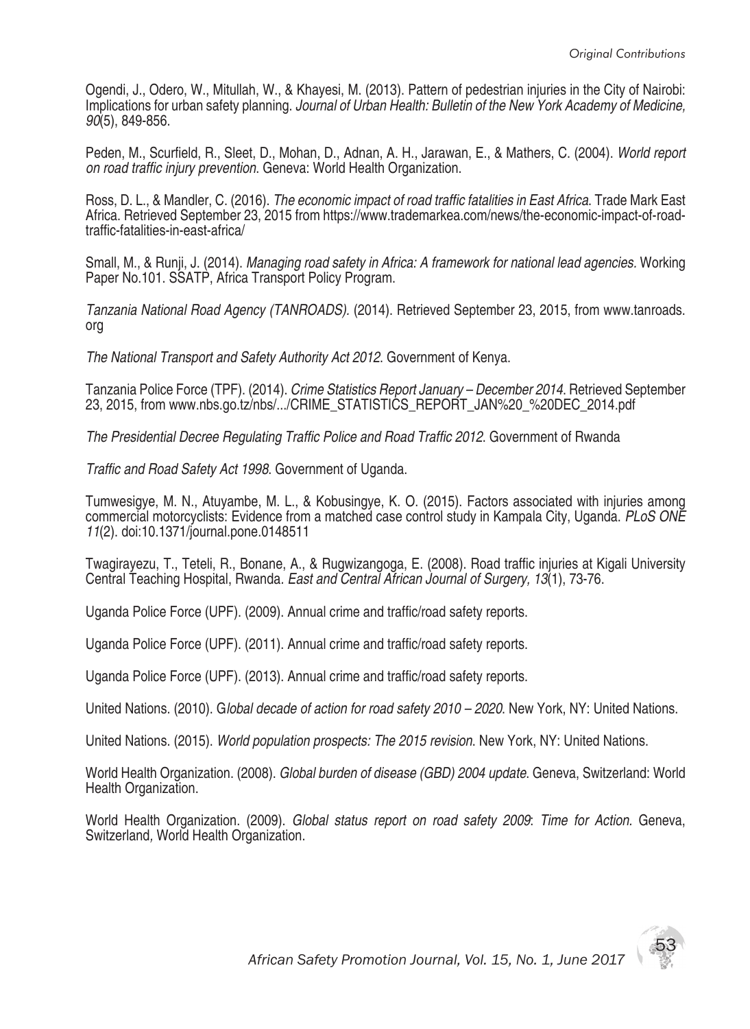Ogendi, J., Odero, W., Mitullah, W., & Khayesi, M. (2013). Pattern of pedestrian injuries in the City of Nairobi: Implications for urban safety planning. *Journal of Urban Health: Bulletin of the New York Academy of Medicine, 90*(5), 849-856.

Peden, M., Scurfield, R., Sleet, D., Mohan, D., Adnan, A. H., Jarawan, E., & Mathers, C. (2004). *World report on road traffic injury prevention*. Geneva: World Health Organization.

Ross, D. L., & Mandler, C. (2016). *The economic impact of road traffic fatalities in East Africa*. Trade Mark East Africa. Retrieved September 23, 2015 from https://www.trademarkea.com/news/the-economic-impact-of-road-traffic-fatalities-in-east-africa/

Small, M., & Runji, J. (2014). *Managing road safety in Africa: A framework for national lead agencies.* Working Paper No.101. SSATP, Africa Transport Policy Program.

*Tanzania National Road Agency (TANROADS).* (2014). Retrieved September 23, 2015, from www.tanroads.org

*The National Transport and Safety Authority Act 2012*. Government of Kenya.

Tanzania Police Force (TPF). (2014). *Crime Statistics Report January – December 2014*. Retrieved September 23, 2015, from www.nbs.go.tz/nbs/.../CRIME_STATISTICS_REPORT_JAN%20_%20DEC_2014.pdf

*The Presidential Decree Regulating Traffic Police and Road Traffic 2012*. Government of Rwanda

*Traffic and Road Safety Act 1998*. Government of Uganda.

Tumwesigye, M. N., Atuyambe, M. L., & Kobusingye, K. O. (2015). Factors associated with injuries among commercial motorcyclists: Evidence from a matched case control study in Kampala City, Uganda. *PLoS ONE 11*(2). doi:10.1371/journal.pone.0148511

Twagirayezu, T., Teteli, R., Bonane, A., & Rugwizangoga, E. (2008). Road traffic injuries at Kigali University Central Teaching Hospital, Rwanda. *East and Central African Journal of Surgery, 13*(1), 73-76.

Uganda Police Force (UPF). (2009). Annual crime and traffic/road safety reports.

Uganda Police Force (UPF). (2011). Annual crime and traffic/road safety reports.

Uganda Police Force (UPF). (2013). Annual crime and traffic/road safety reports.

United Nations. (2010). G*lobal decade of action for road safety 2010 – 2020*. New York, NY: United Nations.

United Nations. (2015). *World population prospects: The 2015 revision*. New York, NY: United Nations.

World Health Organization. (2008). *Global burden of disease (GBD) 2004 update*. Geneva, Switzerland: World Health Organization.

World Health Organization. (2009). *Global status report on road safety 2009*: *Time for Action.* Geneva, Switzerland*,* World Health Organization.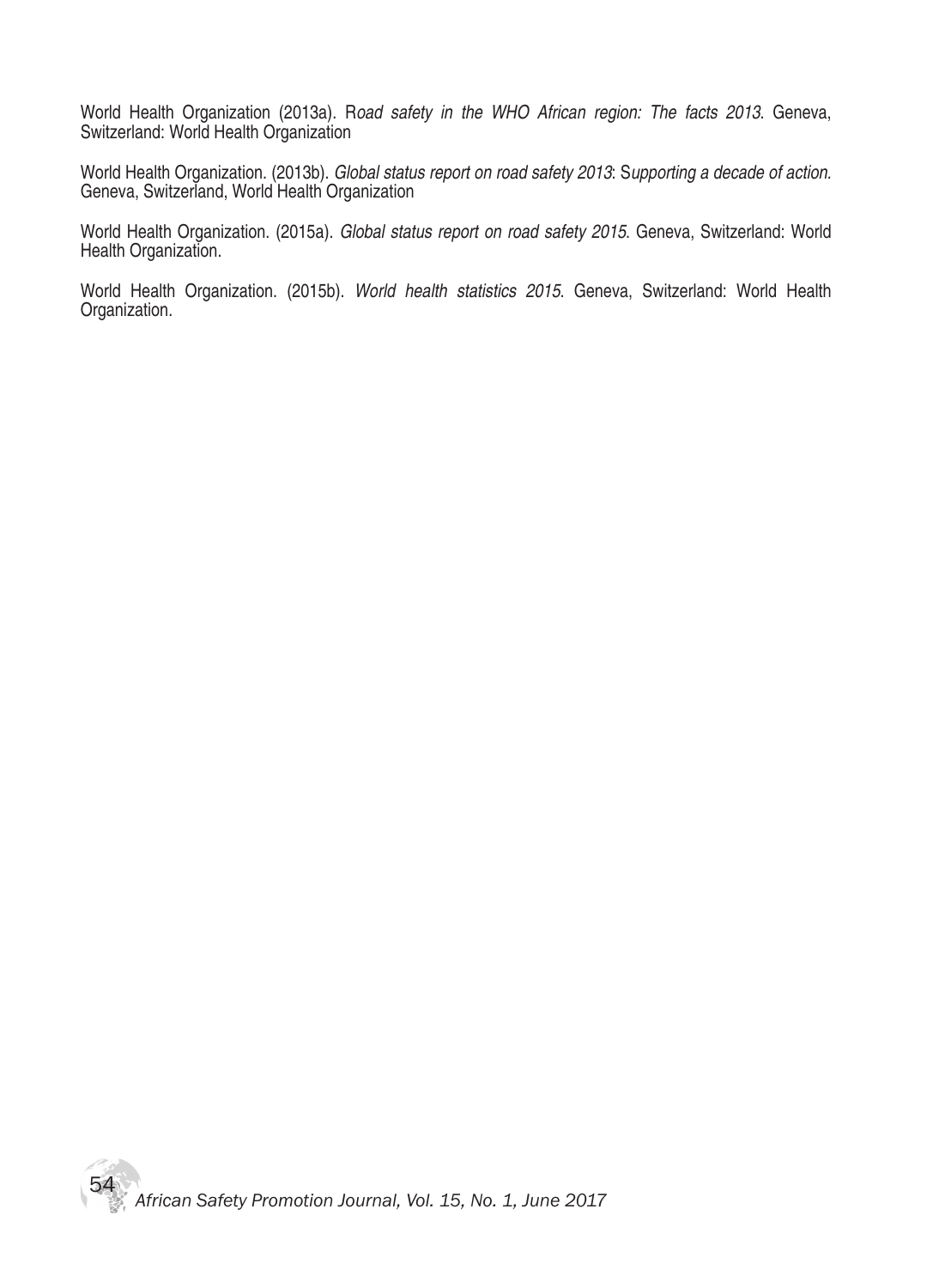World Health Organization (2013a). R*oad safety in the WHO African region: The facts 2013*. Geneva, Switzerland: World Health Organization

World Health Organization. (2013b). *Global status report on road safety 2013*: S*upporting a decade of action.* Geneva, Switzerland, World Health Organization

World Health Organization. (2015a). *Global status report on road safety 2015*. Geneva, Switzerland: World Health Organization.

World Health Organization. (2015b). *World health statistics 2015*. Geneva, Switzerland: World Health Organization.